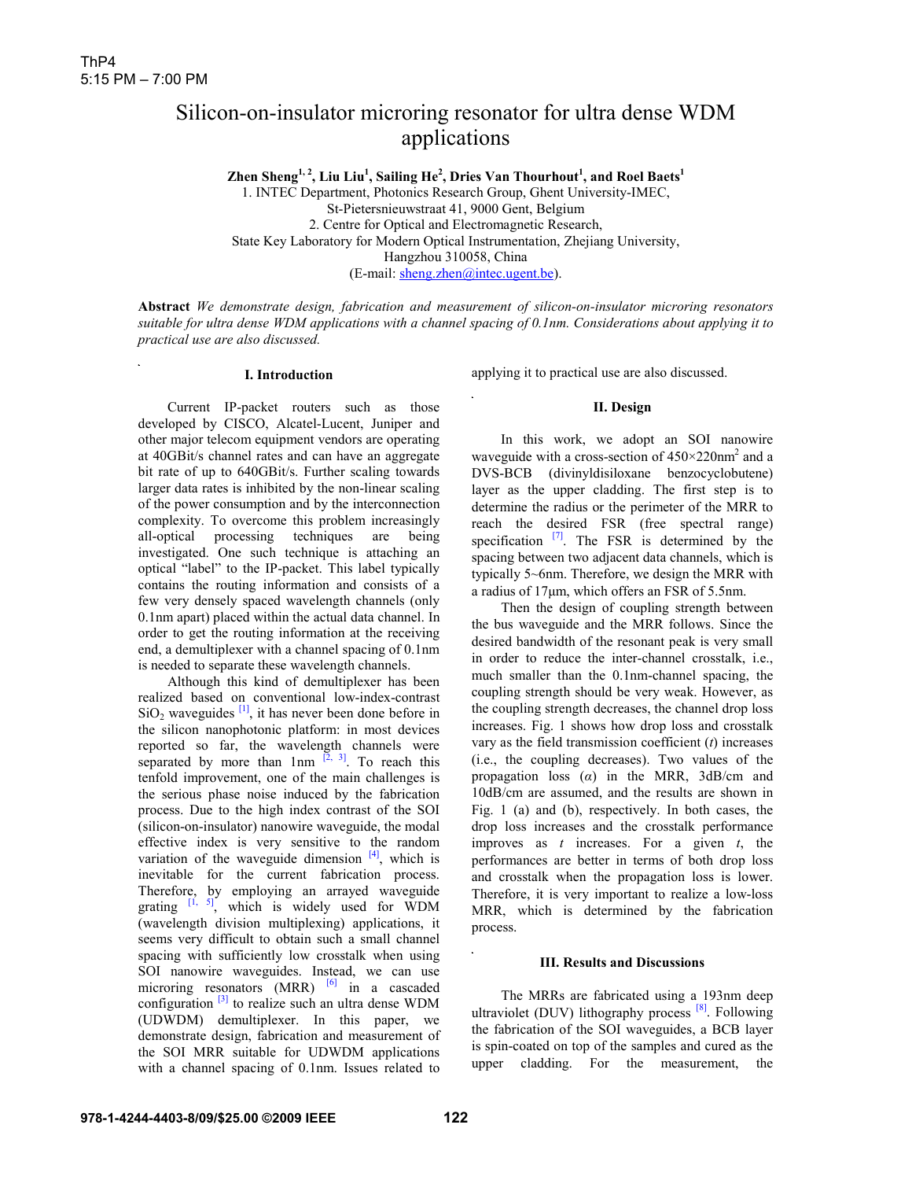ThP4
5:15 PM – 7:00 PM

# Silicon-on-insulator microring resonator for ultra dense WDM applications

**Zhen Sheng[1, 2], Liu Liu[1], Sailing He[2], Dries Van Thourhout[1], and Roel Baets[1]**

1. INTEC Department, Photonics Research Group, Ghent University-IMEC, St-Pietersnieuwstraat 41, 9000 Gent, Belgium
2. Centre for Optical and Electromagnetic Research, State Key Laboratory for Modern Optical Instrumentation, Zhejiang University, Hangzhou 310058, China
(E-mail: sheng.zhen@intec.ugent.be).

**Abstract** *We demonstrate design, fabrication and measurement of silicon-on-insulator microring resonators suitable for ultra dense WDM applications with a channel spacing of 0.1nm. Considerations about applying it to practical use are also discussed.*

## I. Introduction

Current IP-packet routers such as those developed by CISCO, Alcatel-Lucent, Juniper and other major telecom equipment vendors are operating at 40GBit/s channel rates and can have an aggregate bit rate of up to 640GBit/s. Further scaling towards larger data rates is inhibited by the non-linear scaling of the power consumption and by the interconnection complexity. To overcome this problem increasingly all-optical processing techniques are being investigated. One such technique is attaching an optical "label" to the IP-packet. This label typically contains the routing information and consists of a few very densely spaced wavelength channels (only 0.1nm apart) placed within the actual data channel. In order to get the routing information at the receiving end, a demultiplexer with a channel spacing of 0.1nm is needed to separate these wavelength channels.

Although this kind of demultiplexer has been realized based on conventional low-index-contrast $SiO_2$ waveguides [1], it has never been done before in the silicon nanophotonic platform: in most devices reported so far, the wavelength channels were separated by more than 1nm [2, 3]. To reach this tenfold improvement, one of the main challenges is the serious phase noise induced by the fabrication process. Due to the high index contrast of the SOI (silicon-on-insulator) nanowire waveguide, the modal effective index is very sensitive to the random variation of the waveguide dimension [4], which is inevitable for the current fabrication process. Therefore, by employing an arrayed waveguide grating [1, 5], which is widely used for WDM (wavelength division multiplexing) applications, it seems very difficult to obtain such a small channel spacing with sufficiently low crosstalk when using SOI nanowire waveguides. Instead, we can use microring resonators (MRR) [6] in a cascaded configuration [3] to realize such an ultra dense WDM (UDWDM) demultiplexer. In this paper, we demonstrate design, fabrication and measurement of the SOI MRR suitable for UDWDM applications with a channel spacing of 0.1nm. Issues related to applying it to practical use are also discussed.

## II. Design

In this work, we adopt an SOI nanowire waveguide with a cross-section of 450×220nm$^2$ and a DVS-BCB (divinyldisiloxane benzocyclobutene) layer as the upper cladding. The first step is to determine the radius or the perimeter of the MRR to reach the desired FSR (free spectral range) specification [7]. The FSR is determined by the spacing between two adjacent data channels, which is typically 5~6nm. Therefore, we design the MRR with a radius of 17μm, which offers an FSR of 5.5nm.

Then the design of coupling strength between the bus waveguide and the MRR follows. Since the desired bandwidth of the resonant peak is very small in order to reduce the inter-channel crosstalk, i.e., much smaller than the 0.1nm-channel spacing, the coupling strength should be very weak. However, as the coupling strength decreases, the channel drop loss increases. Fig. 1 shows how drop loss and crosstalk vary as the field transmission coefficient ($t$) increases (i.e., the coupling decreases). Two values of the propagation loss ($\alpha$) in the MRR, 3dB/cm and 10dB/cm are assumed, and the results are shown in Fig. 1 (a) and (b), respectively. In both cases, the drop loss increases and the crosstalk performance improves as $t$ increases. For a given $t$, the performances are better in terms of both drop loss and crosstalk when the propagation loss is lower. Therefore, it is very important to realize a low-loss MRR, which is determined by the fabrication process.

## III. Results and Discussions

The MRRs are fabricated using a 193nm deep ultraviolet (DUV) lithography process [8]. Following the fabrication of the SOI waveguides, a BCB layer is spin-coated on top of the samples and cured as the upper cladding. For the measurement, the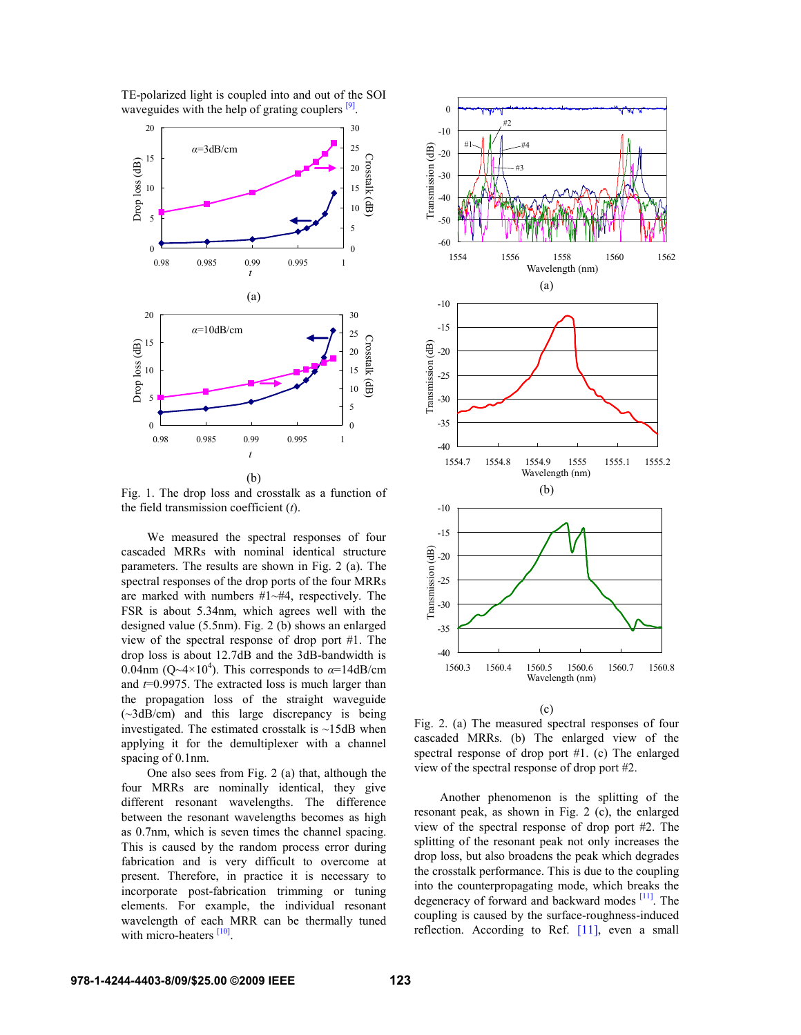TE-polarized light is coupled into and out of the SOI waveguides with the help of grating couplers [9].

Fig. 1. The drop loss and crosstalk as a function of the field transmission coefficient ($t$).

We measured the spectral responses of four cascaded MRRs with nominal identical structure parameters. The results are shown in Fig. 2 (a). The spectral responses of the drop ports of the four MRRs are marked with numbers #1~#4, respectively. The FSR is about 5.34nm, which agrees well with the designed value (5.5nm). Fig. 2 (b) shows an enlarged view of the spectral response of drop port #1. The drop loss is about 12.7dB and the 3dB-bandwidth is 0.04nm (Q~$4\times10^4$). This corresponds to $\alpha$=14dB/cm and $t$=0.9975. The extracted loss is much larger than the propagation loss of the straight waveguide (~3dB/cm) and this large discrepancy is being investigated. The estimated crosstalk is ~15dB when applying it for the demultiplexer with a channel spacing of 0.1nm.

One also sees from Fig. 2 (a) that, although the four MRRs are nominally identical, they give different resonant wavelengths. The difference between the resonant wavelengths becomes as high as 0.7nm, which is seven times the channel spacing. This is caused by the random process error during fabrication and is very difficult to overcome at present. Therefore, in practice it is necessary to incorporate post-fabrication trimming or tuning elements. For example, the individual resonant wavelength of each MRR can be thermally tuned with micro-heaters [10].

Fig. 2. (a) The measured spectral responses of four cascaded MRRs. (b) The enlarged view of the spectral response of drop port #1. (c) The enlarged view of the spectral response of drop port #2.

Another phenomenon is the splitting of the resonant peak, as shown in Fig. 2 (c), the enlarged view of the spectral response of drop port #2. The splitting of the resonant peak not only increases the drop loss, but also broadens the peak which degrades the crosstalk performance. This is due to the coupling into the counterpropagating mode, which breaks the degeneracy of forward and backward modes [11]. The coupling is caused by the surface-roughness-induced reflection. According to Ref. [11], even a small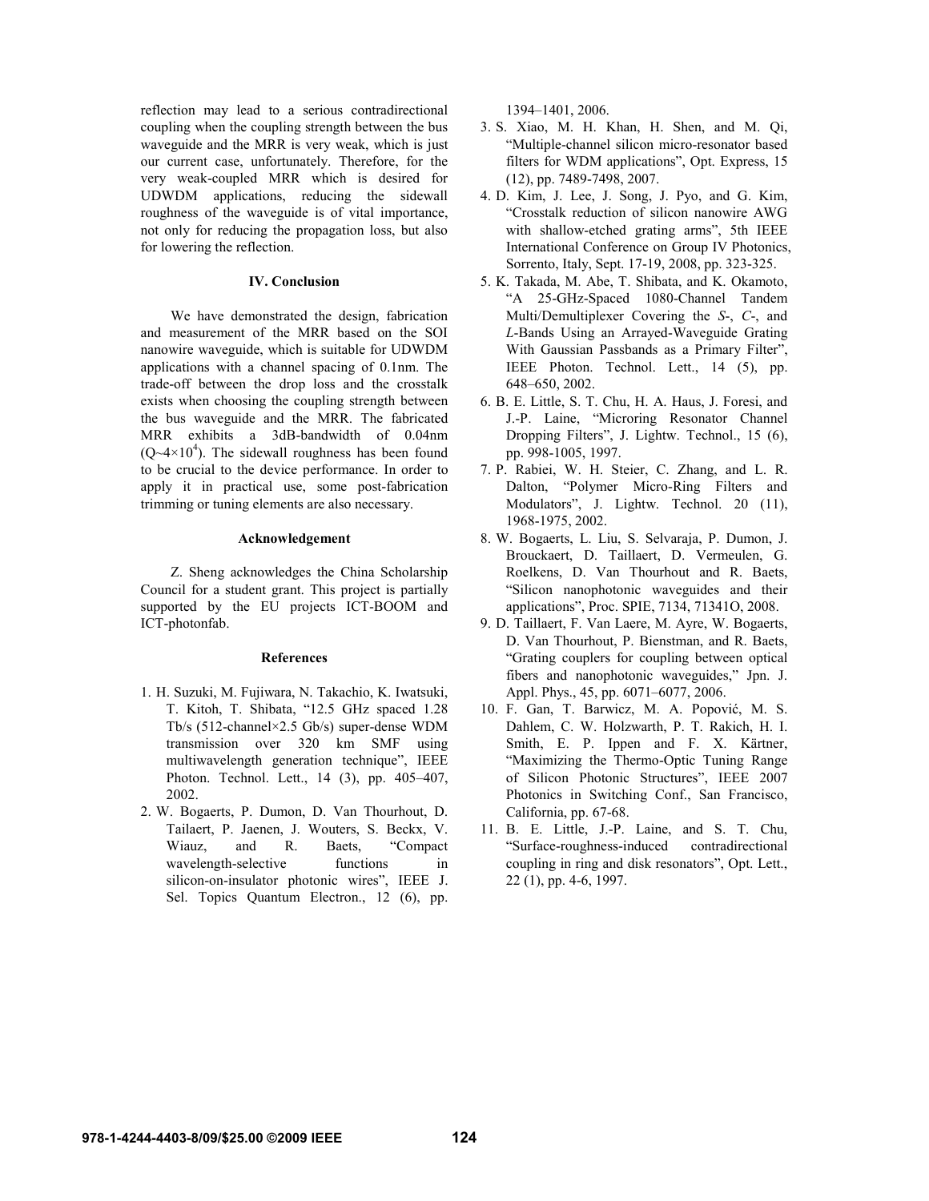reflection may lead to a serious contradirectional coupling when the coupling strength between the bus waveguide and the MRR is very weak, which is just our current case, unfortunately. Therefore, for the very weak-coupled MRR which is desired for UDWDM applications, reducing the sidewall roughness of the waveguide is of vital importance, not only for reducing the propagation loss, but also for lowering the reflection.

### IV. Conclusion

We have demonstrated the design, fabrication and measurement of the MRR based on the SOI nanowire waveguide, which is suitable for UDWDM applications with a channel spacing of 0.1nm. The trade-off between the drop loss and the crosstalk exists when choosing the coupling strength between the bus waveguide and the MRR. The fabricated MRR exhibits a 3dB-bandwidth of 0.04nm ($Q \sim 4\times10^4$). The sidewall roughness has been found to be crucial to the device performance. In order to apply it in practical use, some post-fabrication trimming or tuning elements are also necessary.

### Acknowledgement

Z. Sheng acknowledges the China Scholarship Council for a student grant. This project is partially supported by the EU projects ICT-BOOM and ICT-photonfab.

### References

1. H. Suzuki, M. Fujiwara, N. Takachio, K. Iwatsuki, T. Kitoh, T. Shibata, "12.5 GHz spaced 1.28 Tb/s (512-channel×2.5 Gb/s) super-dense WDM transmission over 320 km SMF using multiwavelength generation technique", IEEE Photon. Technol. Lett., 14 (3), pp. 405–407, 2002.
2. W. Bogaerts, P. Dumon, D. Van Thourhout, D. Tailaert, P. Jaenen, J. Wouters, S. Beckx, V. Wiauz, and R. Baets, "Compact wavelength-selective functions in silicon-on-insulator photonic wires", IEEE J. Sel. Topics Quantum Electron., 12 (6), pp. 1394–1401, 2006.
3. S. Xiao, M. H. Khan, H. Shen, and M. Qi, "Multiple-channel silicon micro-resonator based filters for WDM applications", Opt. Express, 15 (12), pp. 7489-7498, 2007.
4. D. Kim, J. Lee, J. Song, J. Pyo, and G. Kim, "Crosstalk reduction of silicon nanowire AWG with shallow-etched grating arms", 5th IEEE International Conference on Group IV Photonics, Sorrento, Italy, Sept. 17-19, 2008, pp. 323-325.
5. K. Takada, M. Abe, T. Shibata, and K. Okamoto, "A 25-GHz-Spaced 1080-Channel Tandem Multi/Demultiplexer Covering the *S*-, *C*-, and *L*-Bands Using an Arrayed-Waveguide Grating With Gaussian Passbands as a Primary Filter", IEEE Photon. Technol. Lett., 14 (5), pp. 648–650, 2002.
6. B. E. Little, S. T. Chu, H. A. Haus, J. Foresi, and J.-P. Laine, "Microring Resonator Channel Dropping Filters", J. Lightw. Technol., 15 (6), pp. 998-1005, 1997.
7. P. Rabiei, W. H. Steier, C. Zhang, and L. R. Dalton, "Polymer Micro-Ring Filters and Modulators", J. Lightw. Technol. 20 (11), 1968-1975, 2002.
8. W. Bogaerts, L. Liu, S. Selvaraja, P. Dumon, J. Brouckaert, D. Taillaert, D. Vermeulen, G. Roelkens, D. Van Thourhout and R. Baets, "Silicon nanophotonic waveguides and their applications", Proc. SPIE, 7134, 71341O, 2008.
9. D. Taillaert, F. Van Laere, M. Ayre, W. Bogaerts, D. Van Thourhout, P. Bienstman, and R. Baets, "Grating couplers for coupling between optical fibers and nanophotonic waveguides," Jpn. J. Appl. Phys., 45, pp. 6071–6077, 2006.
10. F. Gan, T. Barwicz, M. A. Popović, M. S. Dahlem, C. W. Holzwarth, P. T. Rakich, H. I. Smith, E. P. Ippen and F. X. Kärtner, "Maximizing the Thermo-Optic Tuning Range of Silicon Photonic Structures", IEEE 2007 Photonics in Switching Conf., San Francisco, California, pp. 67-68.
11. B. E. Little, J.-P. Laine, and S. T. Chu, "Surface-roughness-induced contradirectional coupling in ring and disk resonators", Opt. Lett., 22 (1), pp. 4-6, 1997.